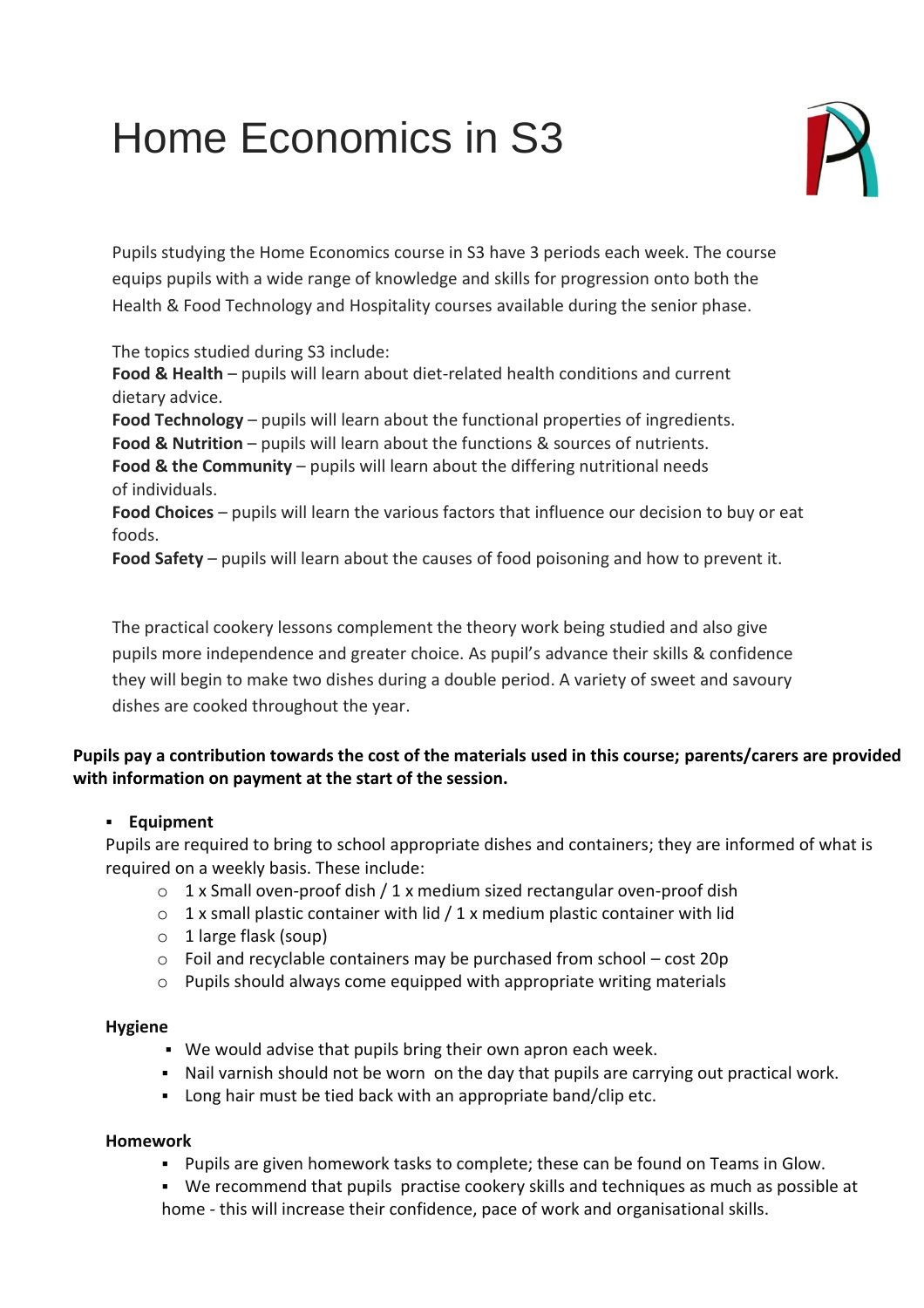# Home Economics in S3

Pupils studying the Home Economics course in S3 have 3 periods each week. The course equips pupils with a wide range of knowledge and skills for progression onto both the Health & Food Technology and Hospitality courses available during the senior phase.

The topics studied during S3 include:
**Food & Health** – pupils will learn about diet-related health conditions and current dietary advice.
**Food Technology** – pupils will learn about the functional properties of ingredients.
**Food & Nutrition** – pupils will learn about the functions & sources of nutrients.
**Food & the Community** – pupils will learn about the differing nutritional needs of individuals.
**Food Choices** – pupils will learn the various factors that influence our decision to buy or eat foods.
**Food Safety** – pupils will learn about the causes of food poisoning and how to prevent it.

The practical cookery lessons complement the theory work being studied and also give pupils more independence and greater choice. As pupil's advance their skills & confidence they will begin to make two dishes during a double period. A variety of sweet and savoury dishes are cooked throughout the year.

**Pupils pay a contribution towards the cost of the materials used in this course; parents/carers are provided with information on payment at the start of the session.**

- **Equipment**

Pupils are required to bring to school appropriate dishes and containers; they are informed of what is required on a weekly basis. These include:

  - 1 x Small oven-proof dish / 1 x medium sized rectangular oven-proof dish
  - 1 x small plastic container with lid / 1 x medium plastic container with lid
  - 1 large flask (soup)
  - Foil and recyclable containers may be purchased from school – cost 20p
  - Pupils should always come equipped with appropriate writing materials

**Hygiene**

- We would advise that pupils bring their own apron each week.
- Nail varnish should not be worn on the day that pupils are carrying out practical work.
- Long hair must be tied back with an appropriate band/clip etc.

**Homework**

- Pupils are given homework tasks to complete; these can be found on Teams in Glow.
- We recommend that pupils practise cookery skills and techniques as much as possible at home - this will increase their confidence, pace of work and organisational skills.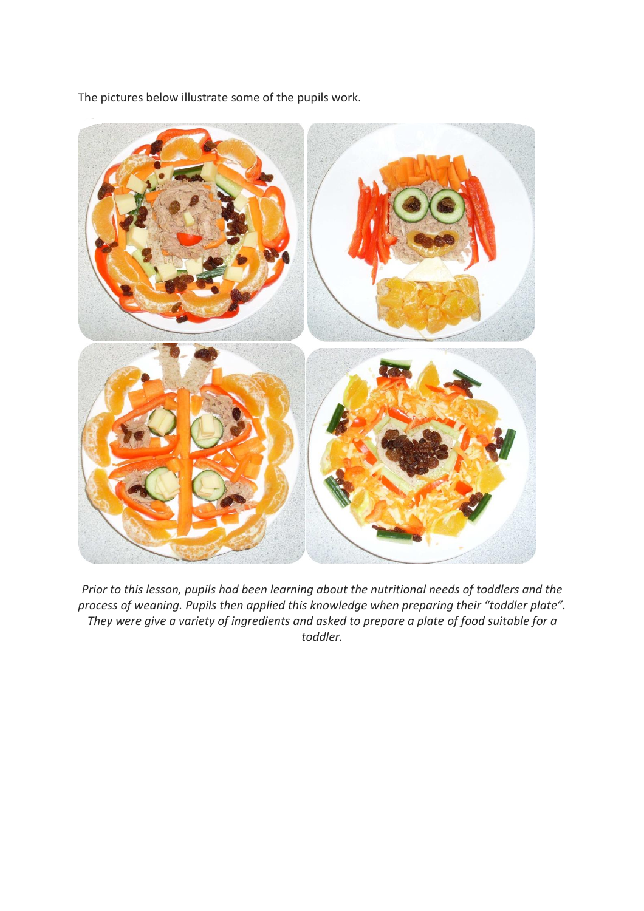The pictures below illustrate some of the pupils work.

*Prior to this lesson, pupils had been learning about the nutritional needs of toddlers and the process of weaning. Pupils then applied this knowledge when preparing their "toddler plate". They were give a variety of ingredients and asked to prepare a plate of food suitable for a toddler.*